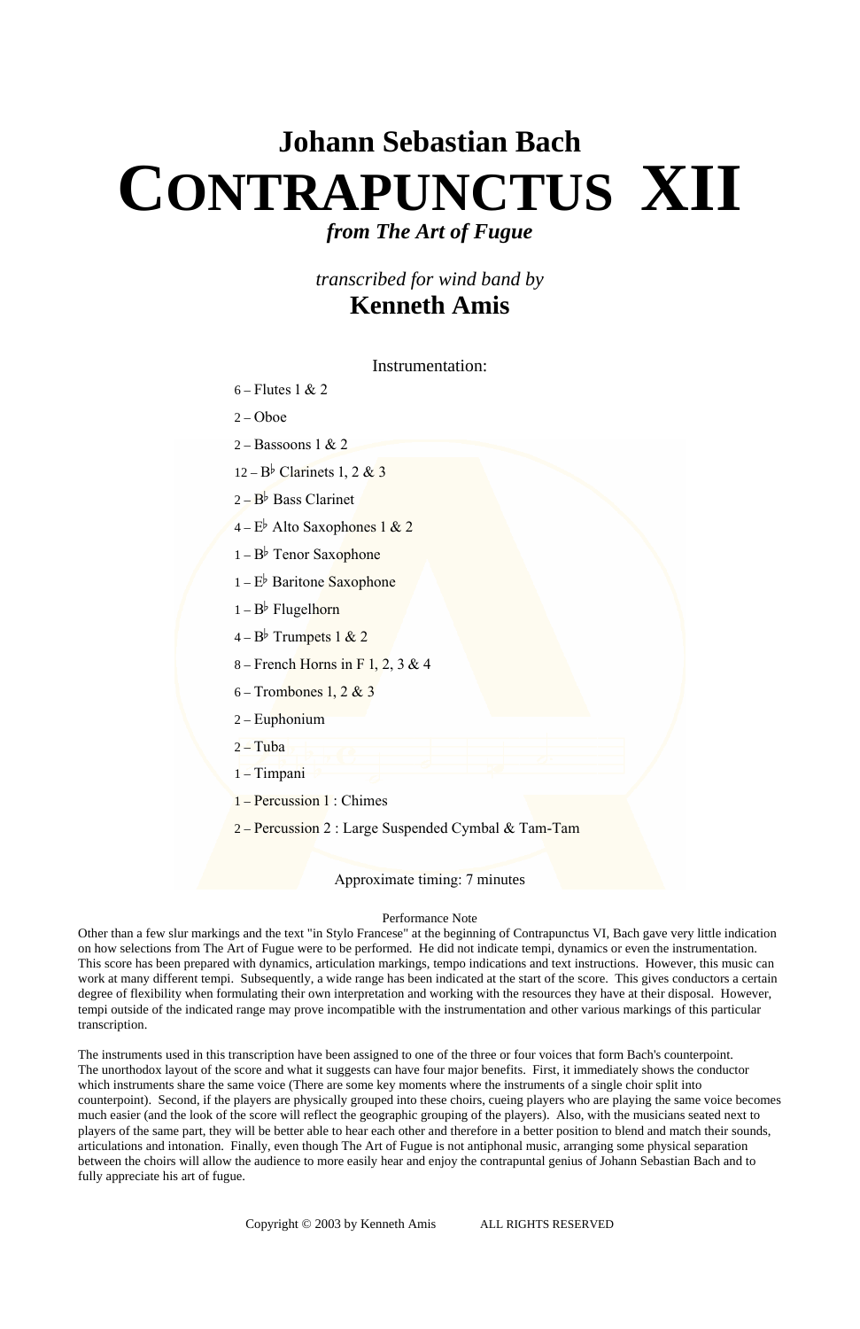# Johann Sebastian Bach

# CONTRAPUNCTUS XII

***from The Art of Fugue***

*transcribed for wind band by*

## Kenneth Amis

Instrumentation:

- 6 – Flutes 1 & 2
- 2 – Oboe
- 2 – Bassoons 1 & 2
- 12 – B♭ Clarinets 1, 2 & 3
- 2 – B♭ Bass Clarinet
- 4 – E♭ Alto Saxophones 1 & 2
- 1 – B♭ Tenor Saxophone
- 1 – E♭ Baritone Saxophone
- 1 – B♭ Flugelhorn
- 4 – B♭ Trumpets 1 & 2
- 8 – French Horns in F 1, 2, 3 & 4
- 6 – Trombones 1, 2 & 3
- 2 – Euphonium
- 2 – Tuba
- 1 – Timpani
- 1 – Percussion 1 : Chimes
- 2 – Percussion 2 : Large Suspended Cymbal & Tam-Tam

Approximate timing: 7 minutes

Performance Note

Other than a few slur markings and the text "in Stylo Francese" at the beginning of Contrapunctus VI, Bach gave very little indication on how selections from The Art of Fugue were to be performed. He did not indicate tempi, dynamics or even the instrumentation. This score has been prepared with dynamics, articulation markings, tempo indications and text instructions. However, this music can work at many different tempi. Subsequently, a wide range has been indicated at the start of the score. This gives conductors a certain degree of flexibility when formulating their own interpretation and working with the resources they have at their disposal. However, tempi outside of the indicated range may prove incompatible with the instrumentation and other various markings of this particular transcription.

The instruments used in this transcription have been assigned to one of the three or four voices that form Bach's counterpoint. The unorthodox layout of the score and what it suggests can have four major benefits. First, it immediately shows the conductor which instruments share the same voice (There are some key moments where the instruments of a single choir split into counterpoint). Second, if the players are physically grouped into these choirs, cueing players who are playing the same voice becomes much easier (and the look of the score will reflect the geographic grouping of the players). Also, with the musicians seated next to players of the same part, they will be better able to hear each other and therefore in a better position to blend and match their sounds, articulations and intonation. Finally, even though The Art of Fugue is not antiphonal music, arranging some physical separation between the choirs will allow the audience to more easily hear and enjoy the contrapuntal genius of Johann Sebastian Bach and to fully appreciate his art of fugue.

Copyright © 2003 by Kenneth Amis ALL RIGHTS RESERVED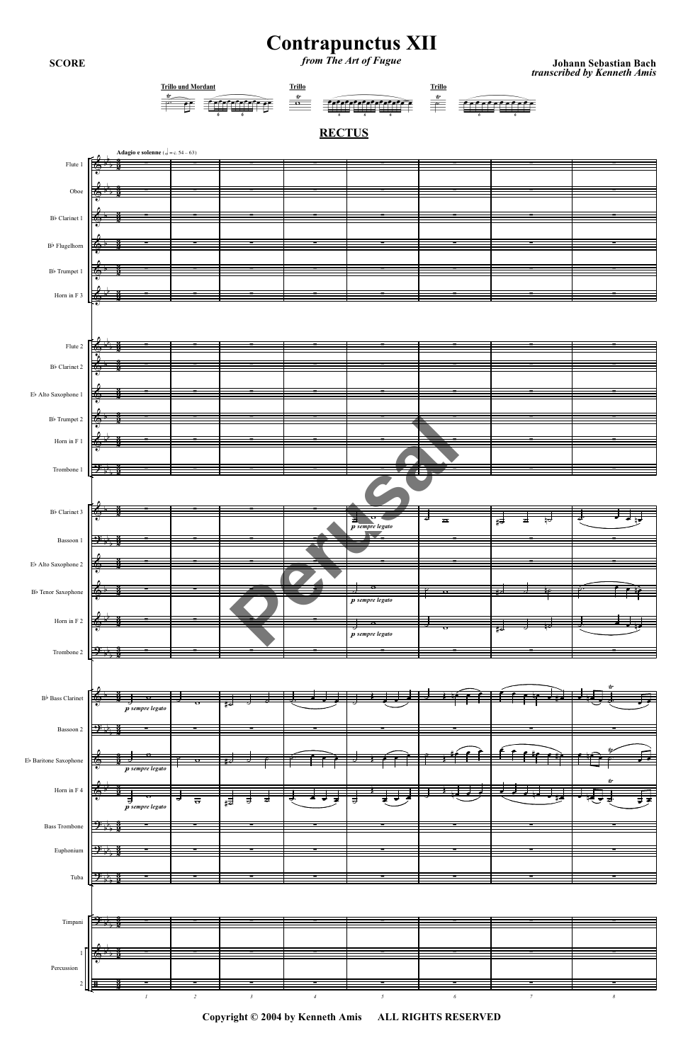# Contrapunctus XII

*from The Art of Fugue*

**SCORE**

**Johann Sebastian Bach**
***transcribed by Kenneth Amis***

Trillo und Mordant — Trillo — Trillo

## RECTUS

**Adagio e solenne** (♩ = c. 54 – 63)

Flute 1, Oboe, B♭ Clarinet 1, B♭ Flugelhorn, B♭ Trumpet 1, Horn in F 3, Flute 2, B♭ Clarinet 2, E♭ Alto Saxophone 1, B♭ Trumpet 2, Horn in F 1, Trombone 1, B♭ Clarinet 3, Bassoon 1, E♭ Alto Saxophone 2, B♭ Tenor Saxophone, Horn in F 2, Trombone 2, B♭ Bass Clarinet, Bassoon 2, E♭ Baritone Saxophone, Horn in F 4, Bass Trombone, Euphonium, Tuba, Timpani, Percussion 1, Percussion 2

*p sempre legato*

Perusal

Copyright © 2004 by Kenneth Amis ALL RIGHTS RESERVED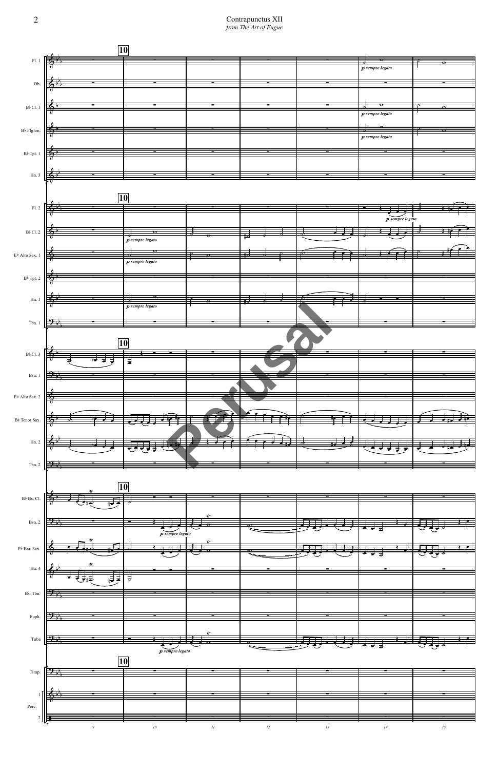# Contrapunctus XII

*from The Art of Fugue*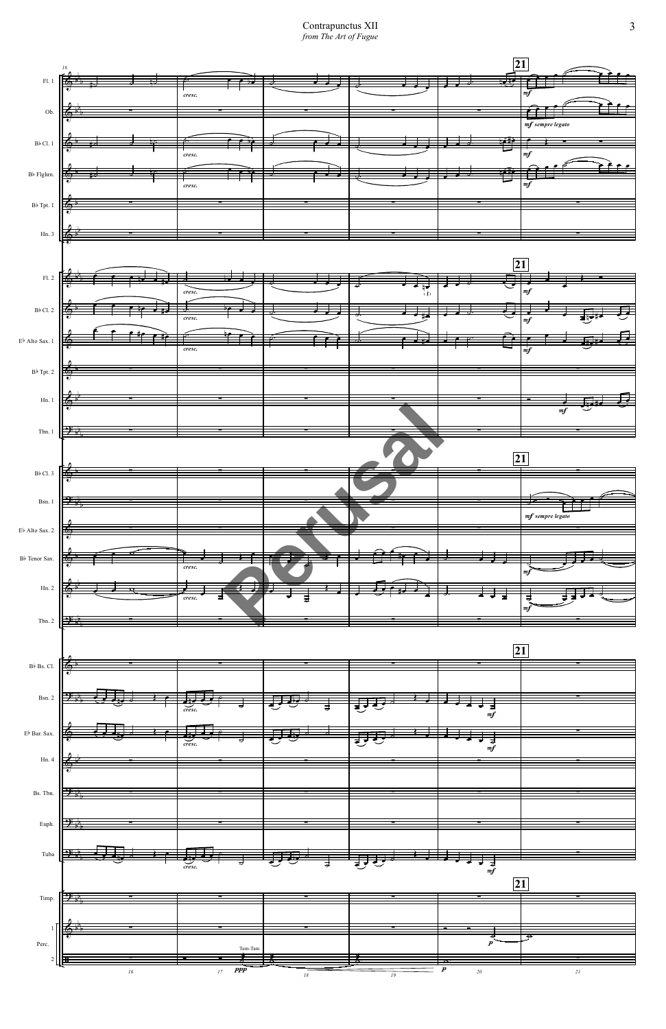# Contrapunctus XII

*from The Art of Fugue*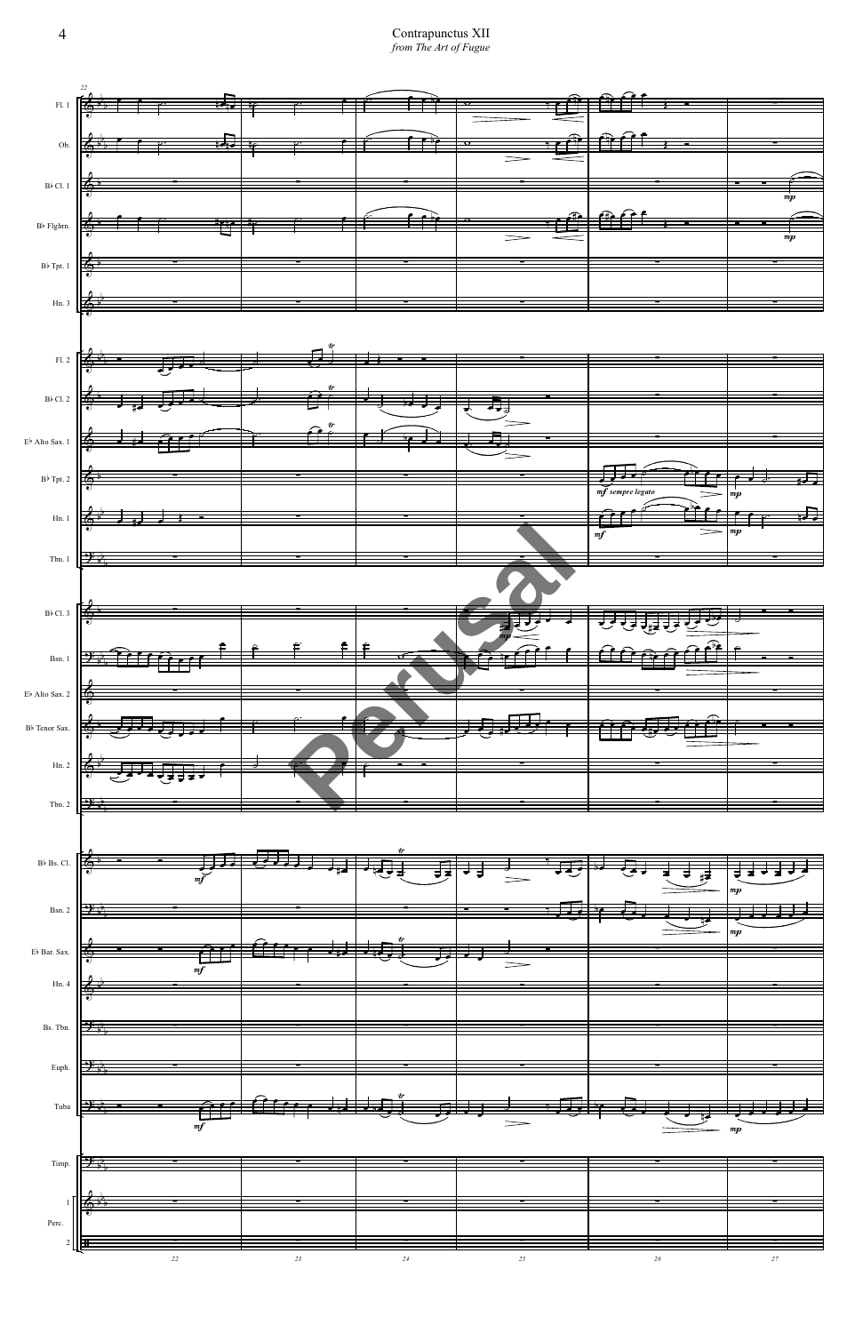# Contrapunctus XII

*from The Art of Fugue*